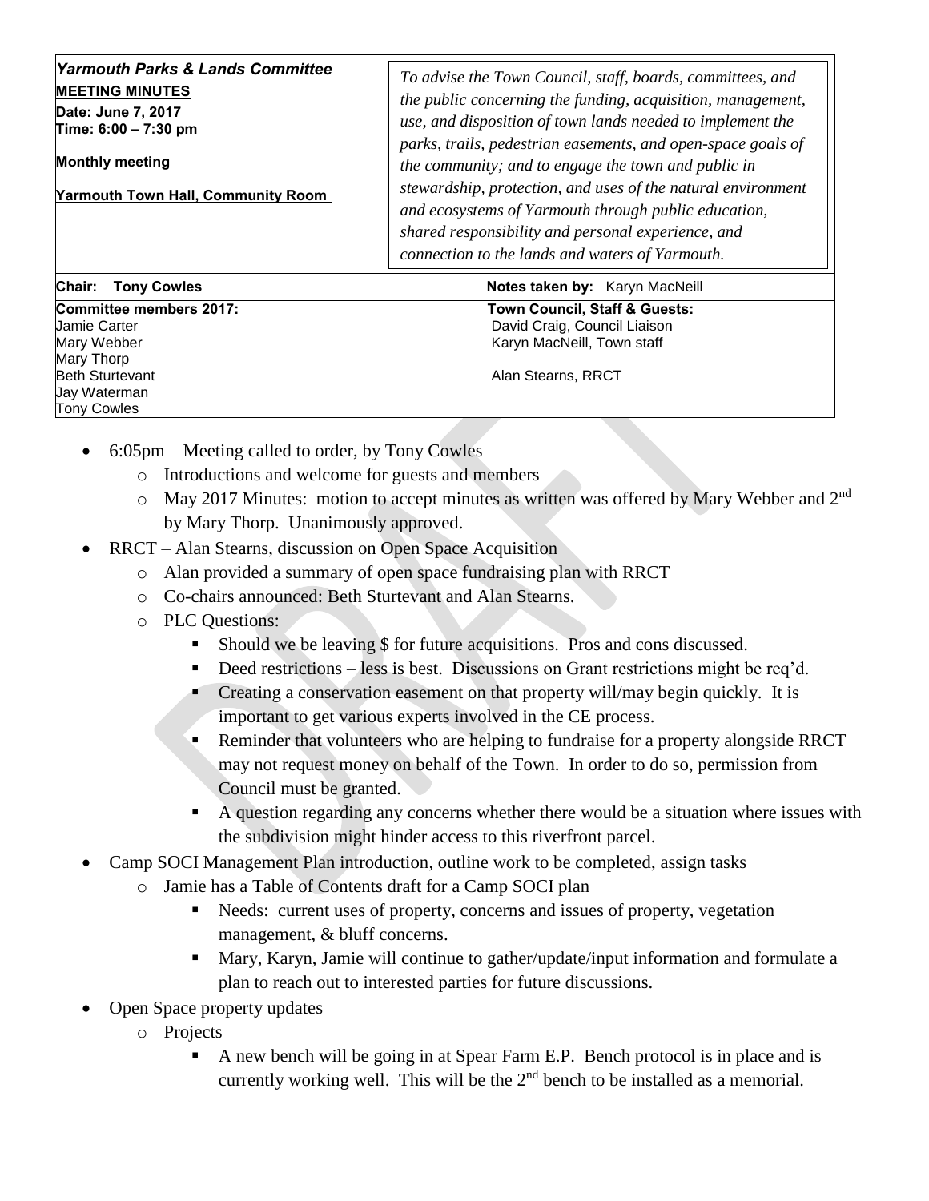| ***Yarmouth Parks & Lands Committee***<br>**MEETING MINUTES**<br>**Date: June 7, 2017**<br>**Time: 6:00 – 7:30 pm**<br><br>**Monthly meeting**<br><br>**Yarmouth Town Hall, Community Room** | *To advise the Town Council, staff, boards, committees, and the public concerning the funding, acquisition, management, use, and disposition of town lands needed to implement the parks, trails, pedestrian easements, and open-space goals of the community; and to engage the town and public in stewardship, protection, and uses of the natural environment and ecosystems of Yarmouth through public education, shared responsibility and personal experience, and connection to the lands and waters of Yarmouth.* |
|---|---|
| **Chair: Tony Cowles** | **Notes taken by:** Karyn MacNeill |
| **Committee members 2017:**<br>Jamie Carter<br>Mary Webber<br>Mary Thorp<br>Beth Sturtevant<br>Jay Waterman<br>Tony Cowles | **Town Council, Staff & Guests:**<br>David Craig, Council Liaison<br>Karyn MacNeill, Town staff<br><br>Alan Stearns, RRCT |

- 6:05pm – Meeting called to order, by Tony Cowles
  - Introductions and welcome for guests and members
  - May 2017 Minutes: motion to accept minutes as written was offered by Mary Webber and 2nd by Mary Thorp. Unanimously approved.
- RRCT – Alan Stearns, discussion on Open Space Acquisition
  - Alan provided a summary of open space fundraising plan with RRCT
  - Co-chairs announced: Beth Sturtevant and Alan Stearns.
  - PLC Questions:
    - Should we be leaving $ for future acquisitions. Pros and cons discussed.
    - Deed restrictions – less is best. Discussions on Grant restrictions might be req'd.
    - Creating a conservation easement on that property will/may begin quickly. It is important to get various experts involved in the CE process.
    - Reminder that volunteers who are helping to fundraise for a property alongside RRCT may not request money on behalf of the Town. In order to do so, permission from Council must be granted.
    - A question regarding any concerns whether there would be a situation where issues with the subdivision might hinder access to this riverfront parcel.
- Camp SOCI Management Plan introduction, outline work to be completed, assign tasks
  - Jamie has a Table of Contents draft for a Camp SOCI plan
    - Needs: current uses of property, concerns and issues of property, vegetation management, & bluff concerns.
    - Mary, Karyn, Jamie will continue to gather/update/input information and formulate a plan to reach out to interested parties for future discussions.
- Open Space property updates
  - Projects
    - A new bench will be going in at Spear Farm E.P. Bench protocol is in place and is currently working well. This will be the 2nd bench to be installed as a memorial.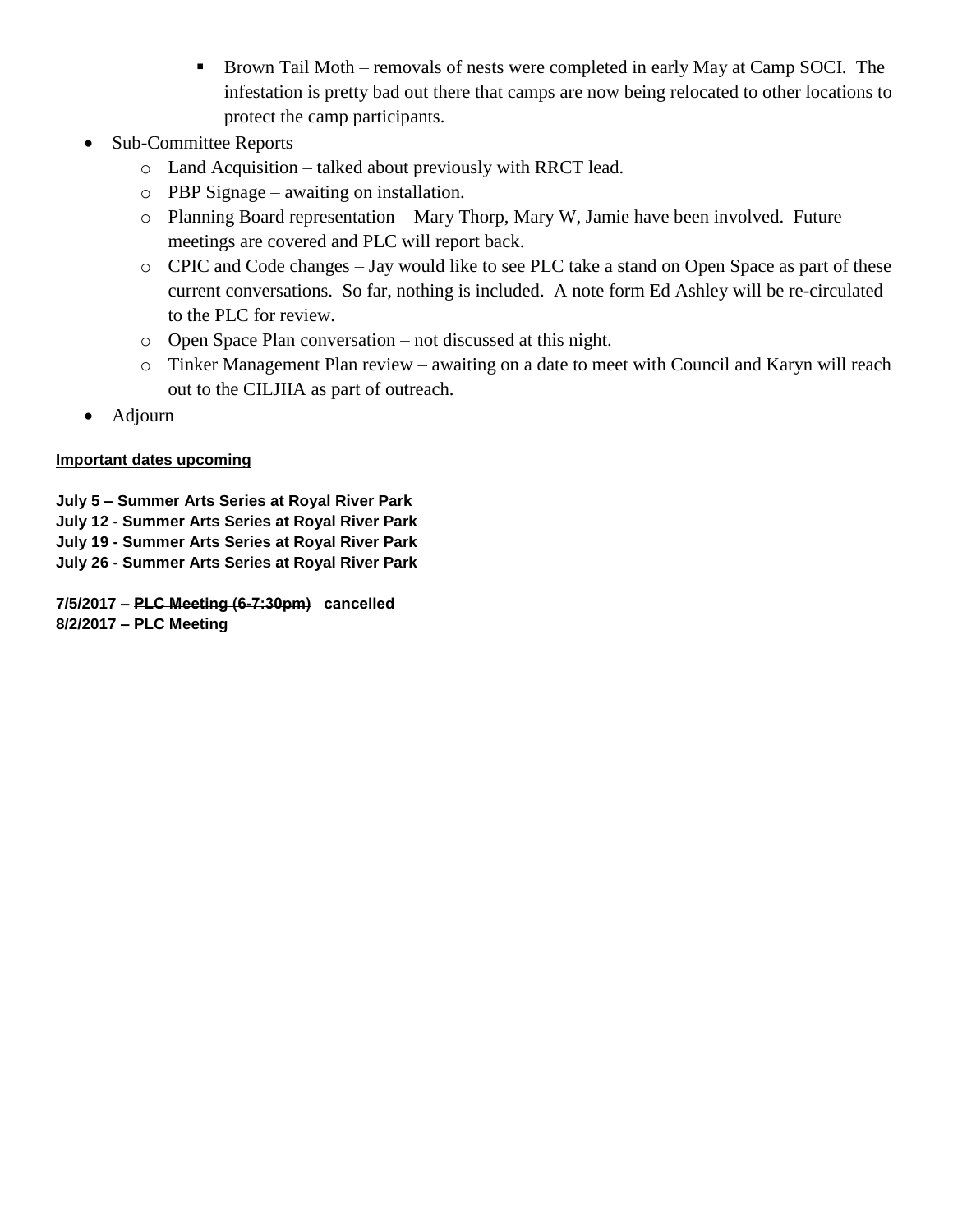- Brown Tail Moth – removals of nests were completed in early May at Camp SOCI. The infestation is pretty bad out there that camps are now being relocated to other locations to protect the camp participants.
- Sub-Committee Reports
    - Land Acquisition – talked about previously with RRCT lead.
    - PBP Signage – awaiting on installation.
    - Planning Board representation – Mary Thorp, Mary W, Jamie have been involved. Future meetings are covered and PLC will report back.
    - CPIC and Code changes – Jay would like to see PLC take a stand on Open Space as part of these current conversations. So far, nothing is included. A note form Ed Ashley will be re-circulated to the PLC for review.
    - Open Space Plan conversation – not discussed at this night.
    - Tinker Management Plan review – awaiting on a date to meet with Council and Karyn will reach out to the CILJIIA as part of outreach.
- Adjourn

**Important dates upcoming**

**July 5 – Summer Arts Series at Royal River Park**
**July 12 - Summer Arts Series at Royal River Park**
**July 19 - Summer Arts Series at Royal River Park**
**July 26 - Summer Arts Series at Royal River Park**

**7/5/2017 – ~~PLC Meeting (6-7:30pm)~~ cancelled**
**8/2/2017 – PLC Meeting**